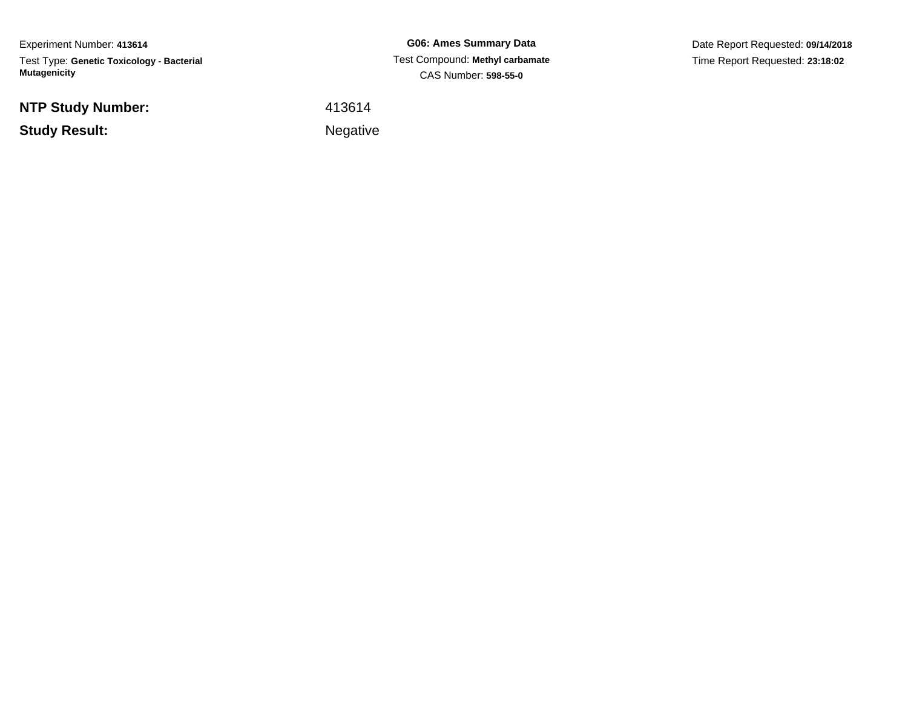Experiment Number: **413614**

Test Type: **Genetic Toxicology - Bacterial Mutagenicity**

**G06: Ames Summary Data**

Test Compound: **Methyl carbamate**

CAS Number: **598-55-0**

Date Report Requested: **09/14/2018**

Time Report Requested: **23:18:02**

**NTP Study Number:** 413614

**Study Result:** Negative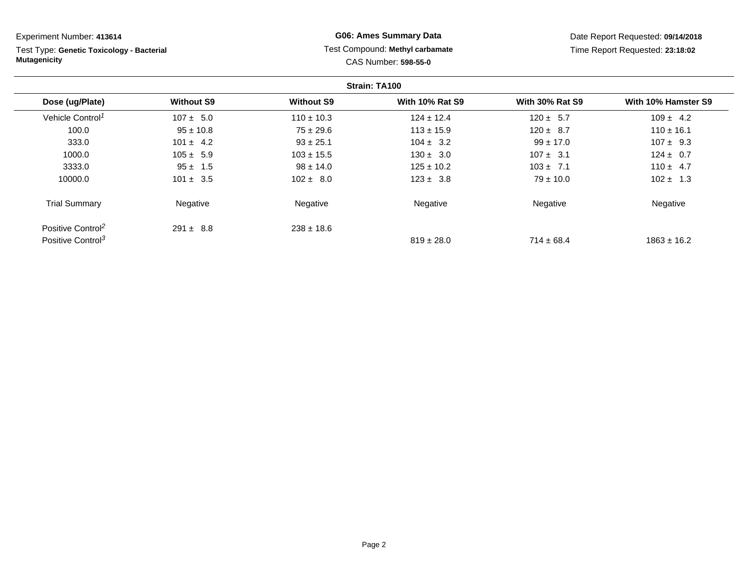Experiment Number: **413614**

Test Type: **Genetic Toxicology - Bacterial Mutagenicity**

**G06: Ames Summary Data**

Test Compound: **Methyl carbamate**

CAS Number: **598-55-0**

Date Report Requested: **09/14/2018**

Time Report Requested: **23:18:02**

**Strain: TA100**

| Dose (ug/Plate) | Without S9 | Without S9 | With 10% Rat S9 | With 30% Rat S9 | With 10% Hamster S9 |
|---|---|---|---|---|---|
| Vehicle Control[1] | 107 ± 5.0 | 110 ± 10.3 | 124 ± 12.4 | 120 ± 5.7 | 109 ± 4.2 |
| 100.0 | 95 ± 10.8 | 75 ± 29.6 | 113 ± 15.9 | 120 ± 8.7 | 110 ± 16.1 |
| 333.0 | 101 ± 4.2 | 93 ± 25.1 | 104 ± 3.2 | 99 ± 17.0 | 107 ± 9.3 |
| 1000.0 | 105 ± 5.9 | 103 ± 15.5 | 130 ± 3.0 | 107 ± 3.1 | 124 ± 0.7 |
| 3333.0 | 95 ± 1.5 | 98 ± 14.0 | 125 ± 10.2 | 103 ± 7.1 | 110 ± 4.7 |
| 10000.0 | 101 ± 3.5 | 102 ± 8.0 | 123 ± 3.8 | 79 ± 10.0 | 102 ± 1.3 |
| Trial Summary | Negative | Negative | Negative | Negative | Negative |
| Positive Control[2] | 291 ± 8.8 | 238 ± 18.6 | | | |
| Positive Control[3] | | | 819 ± 28.0 | 714 ± 68.4 | 1863 ± 16.2 |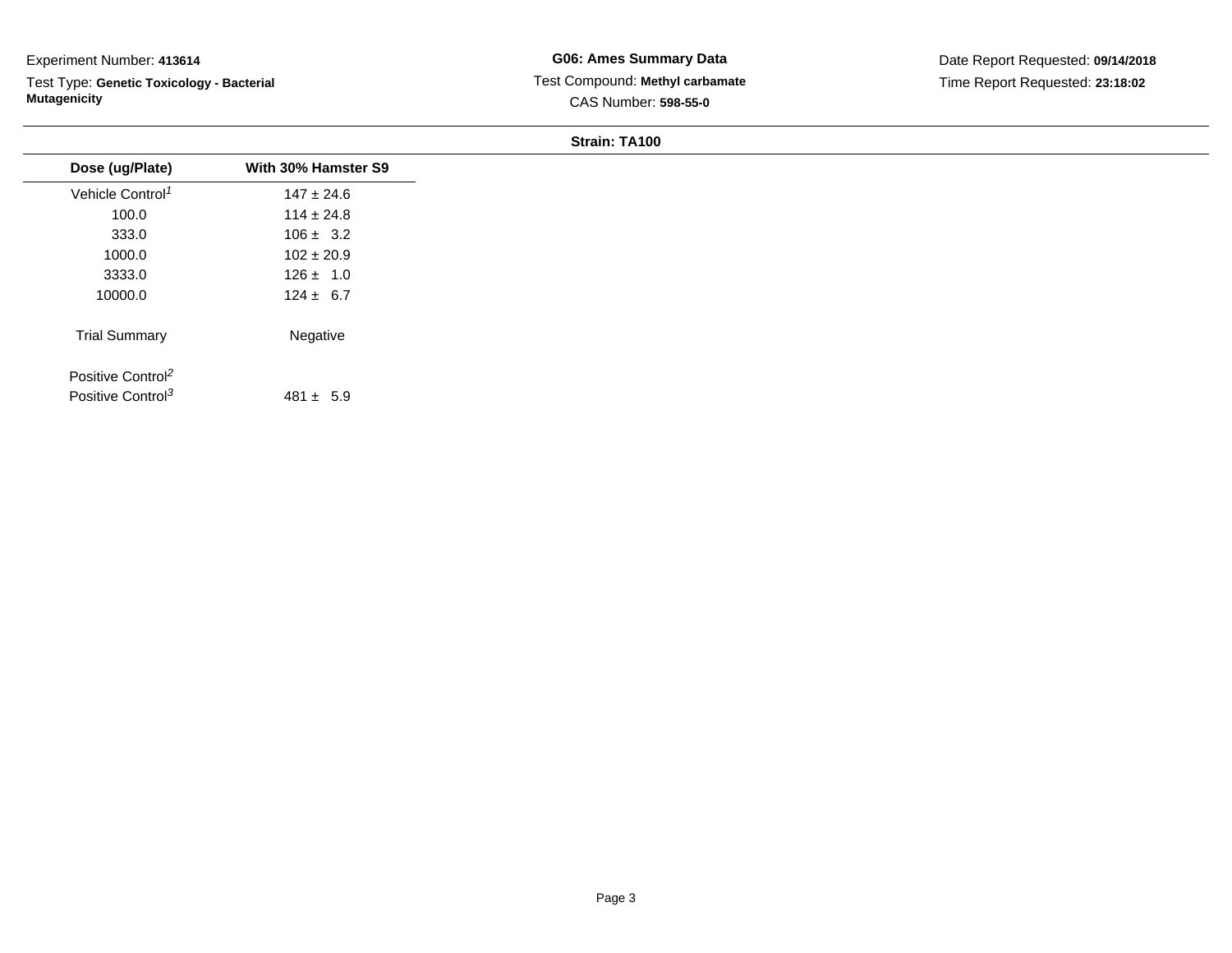Experiment Number: **413614**

Test Type: **Genetic Toxicology - Bacterial Mutagenicity**

**G06: Ames Summary Data**

Test Compound: **Methyl carbamate**

CAS Number: **598-55-0**

Date Report Requested: **09/14/2018**

Time Report Requested: **23:18:02**

**Strain: TA100**

| Dose (ug/Plate) | With 30% Hamster S9 |
|---|---|
| Vehicle Control[1] | 147 ± 24.6 |
| 100.0 | 114 ± 24.8 |
| 333.0 | 106 ± 3.2 |
| 1000.0 | 102 ± 20.9 |
| 3333.0 | 126 ± 1.0 |
| 10000.0 | 124 ± 6.7 |
| Trial Summary | Negative |
| Positive Control[2] | |
| Positive Control[3] | 481 ± 5.9 |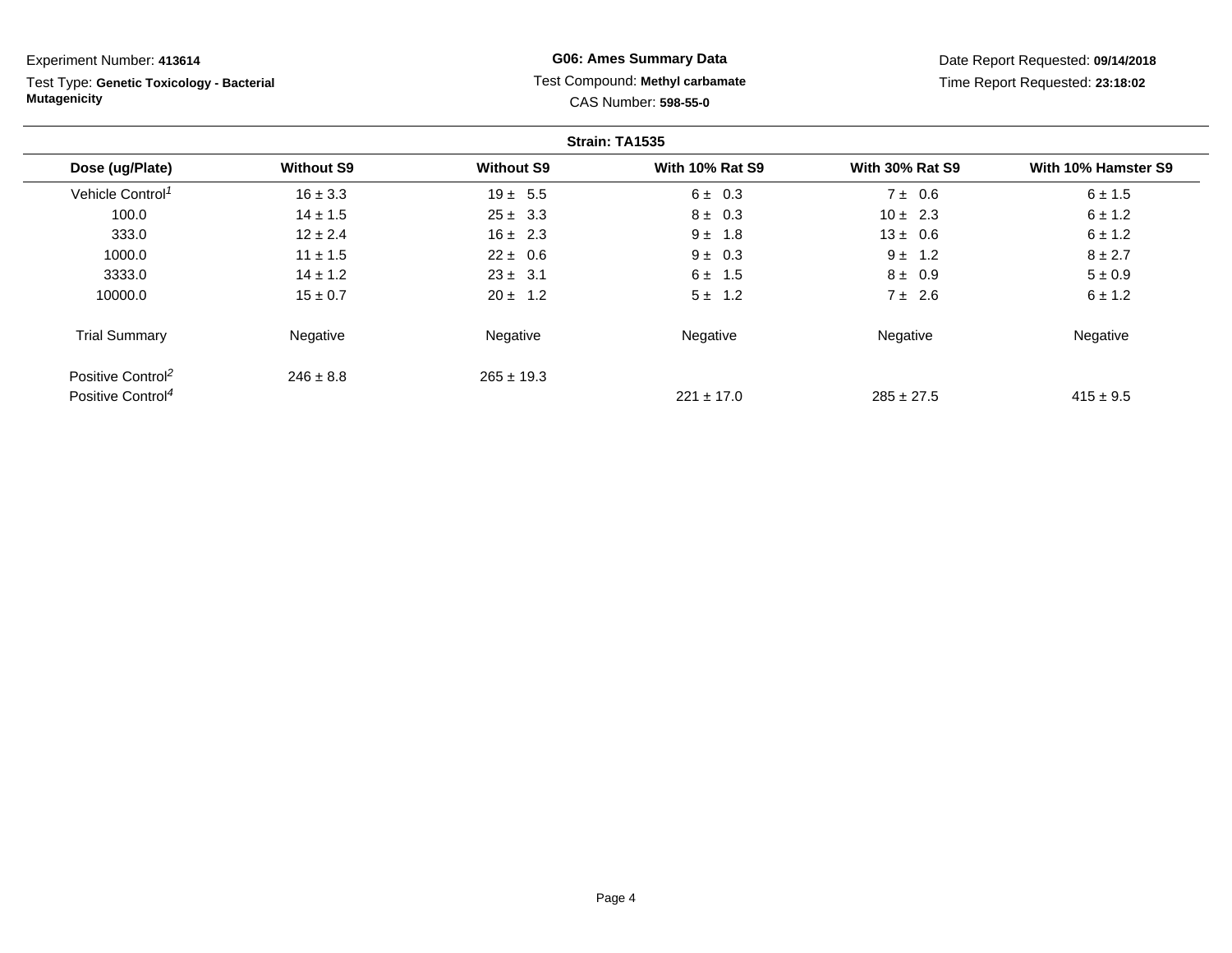Experiment Number: **413614**

Test Type: **Genetic Toxicology - Bacterial Mutagenicity**

**G06: Ames Summary Data**

Test Compound: **Methyl carbamate**

CAS Number: **598-55-0**

Date Report Requested: **09/14/2018**

Time Report Requested: **23:18:02**

**Strain: TA1535**

| Dose (ug/Plate) | Without S9 | Without S9 | With 10% Rat S9 | With 30% Rat S9 | With 10% Hamster S9 |
|---|---|---|---|---|---|
| Vehicle Control[1] | 16 ± 3.3 | 19 ± 5.5 | 6 ± 0.3 | 7 ± 0.6 | 6 ± 1.5 |
| 100.0 | 14 ± 1.5 | 25 ± 3.3 | 8 ± 0.3 | 10 ± 2.3 | 6 ± 1.2 |
| 333.0 | 12 ± 2.4 | 16 ± 2.3 | 9 ± 1.8 | 13 ± 0.6 | 6 ± 1.2 |
| 1000.0 | 11 ± 1.5 | 22 ± 0.6 | 9 ± 0.3 | 9 ± 1.2 | 8 ± 2.7 |
| 3333.0 | 14 ± 1.2 | 23 ± 3.1 | 6 ± 1.5 | 8 ± 0.9 | 5 ± 0.9 |
| 10000.0 | 15 ± 0.7 | 20 ± 1.2 | 5 ± 1.2 | 7 ± 2.6 | 6 ± 1.2 |
| Trial Summary | Negative | Negative | Negative | Negative | Negative |
| Positive Control[2] | 246 ± 8.8 | 265 ± 19.3 | | | |
| Positive Control[4] | | | 221 ± 17.0 | 285 ± 27.5 | 415 ± 9.5 |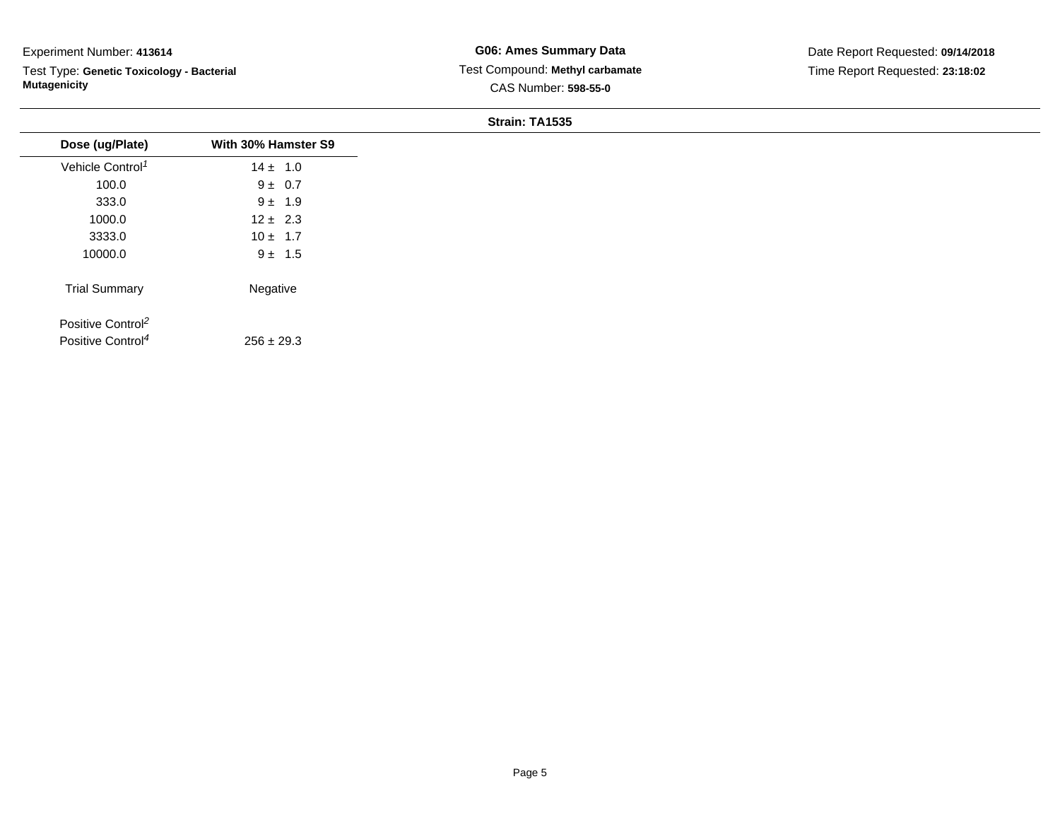Experiment Number: **413614**

Test Type: **Genetic Toxicology - Bacterial Mutagenicity**

**G06: Ames Summary Data**

Test Compound: **Methyl carbamate**

CAS Number: **598-55-0**

Date Report Requested: **09/14/2018**

Time Report Requested: **23:18:02**

**Strain: TA1535**

| Dose (ug/Plate) | With 30% Hamster S9 |
|---|---|
| Vehicle Control[1] | 14 ± 1.0 |
| 100.0 | 9 ± 0.7 |
| 333.0 | 9 ± 1.9 |
| 1000.0 | 12 ± 2.3 |
| 3333.0 | 10 ± 1.7 |
| 10000.0 | 9 ± 1.5 |
| Trial Summary | Negative |
| Positive Control[2] | |
| Positive Control[4] | 256 ± 29.3 |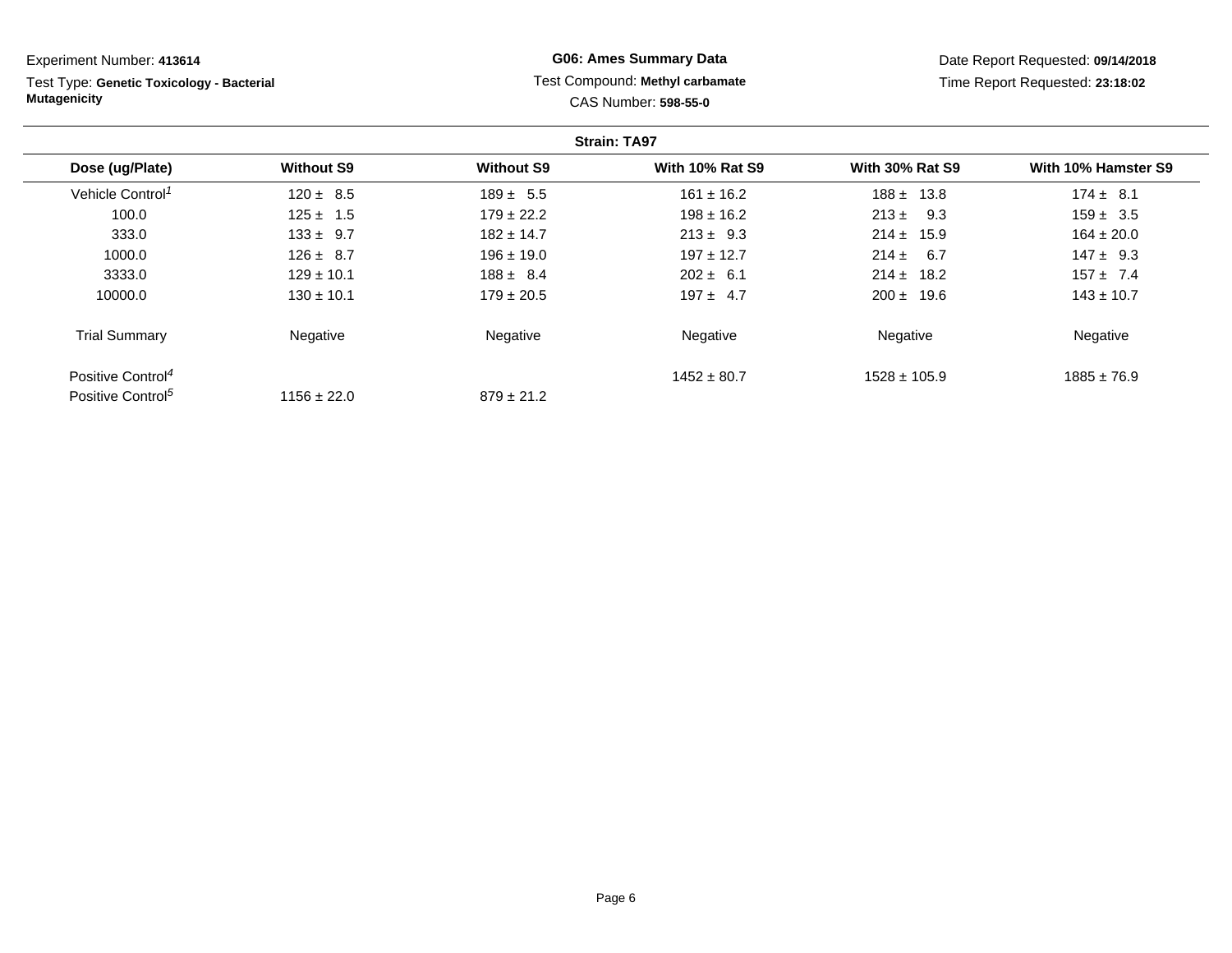Experiment Number: **413614**

Test Type: **Genetic Toxicology - Bacterial Mutagenicity**

**G06: Ames Summary Data**

Test Compound: **Methyl carbamate**

CAS Number: **598-55-0**

Date Report Requested: **09/14/2018**

Time Report Requested: **23:18:02**

**Strain: TA97**

| Dose (ug/Plate) | Without S9 | Without S9 | With 10% Rat S9 | With 30% Rat S9 | With 10% Hamster S9 |
|---|---|---|---|---|---|
| Vehicle Control[1] | 120 ± 8.5 | 189 ± 5.5 | 161 ± 16.2 | 188 ± 13.8 | 174 ± 8.1 |
| 100.0 | 125 ± 1.5 | 179 ± 22.2 | 198 ± 16.2 | 213 ± 9.3 | 159 ± 3.5 |
| 333.0 | 133 ± 9.7 | 182 ± 14.7 | 213 ± 9.3 | 214 ± 15.9 | 164 ± 20.0 |
| 1000.0 | 126 ± 8.7 | 196 ± 19.0 | 197 ± 12.7 | 214 ± 6.7 | 147 ± 9.3 |
| 3333.0 | 129 ± 10.1 | 188 ± 8.4 | 202 ± 6.1 | 214 ± 18.2 | 157 ± 7.4 |
| 10000.0 | 130 ± 10.1 | 179 ± 20.5 | 197 ± 4.7 | 200 ± 19.6 | 143 ± 10.7 |
| Trial Summary | Negative | Negative | Negative | Negative | Negative |
| Positive Control[4] | | | 1452 ± 80.7 | 1528 ± 105.9 | 1885 ± 76.9 |
| Positive Control[5] | 1156 ± 22.0 | 879 ± 21.2 | | | |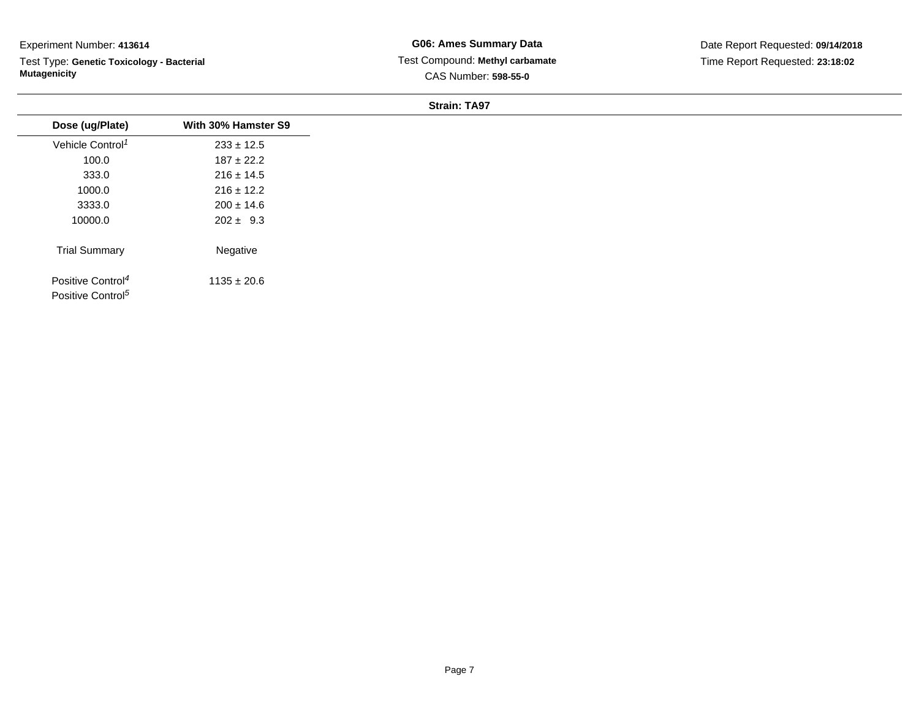Experiment Number: **413614**

Test Type: **Genetic Toxicology - Bacterial Mutagenicity**

**G06: Ames Summary Data**

Test Compound: **Methyl carbamate**

CAS Number: **598-55-0**

Date Report Requested: **09/14/2018**

Time Report Requested: **23:18:02**

**Strain: TA97**

| Dose (ug/Plate) | With 30% Hamster S9 |
|---|---|
| Vehicle Control[1] | 233 ± 12.5 |
| 100.0 | 187 ± 22.2 |
| 333.0 | 216 ± 14.5 |
| 1000.0 | 216 ± 12.2 |
| 3333.0 | 200 ± 14.6 |
| 10000.0 | 202 ± 9.3 |
| Trial Summary | Negative |
| Positive Control[4] | 1135 ± 20.6 |
| Positive Control[5] | |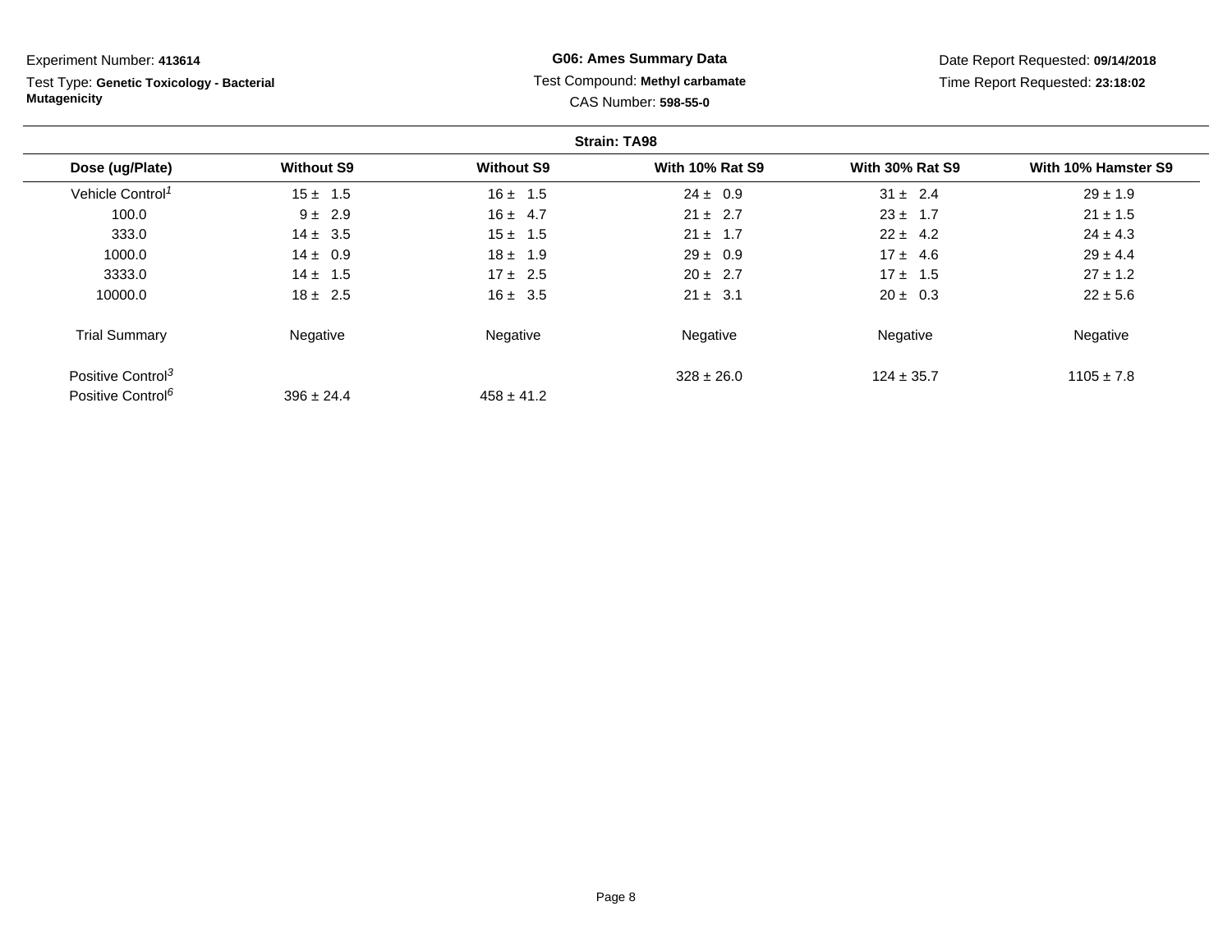Experiment Number: **413614**

Test Type: **Genetic Toxicology - Bacterial Mutagenicity**

**G06: Ames Summary Data**

Test Compound: **Methyl carbamate**

CAS Number: **598-55-0**

Date Report Requested: **09/14/2018**

Time Report Requested: **23:18:02**

**Strain: TA98**

| Dose (ug/Plate) | Without S9 | Without S9 | With 10% Rat S9 | With 30% Rat S9 | With 10% Hamster S9 |
|---|---|---|---|---|---|
| Vehicle Control[1] | 15 ± 1.5 | 16 ± 1.5 | 24 ± 0.9 | 31 ± 2.4 | 29 ± 1.9 |
| 100.0 | 9 ± 2.9 | 16 ± 4.7 | 21 ± 2.7 | 23 ± 1.7 | 21 ± 1.5 |
| 333.0 | 14 ± 3.5 | 15 ± 1.5 | 21 ± 1.7 | 22 ± 4.2 | 24 ± 4.3 |
| 1000.0 | 14 ± 0.9 | 18 ± 1.9 | 29 ± 0.9 | 17 ± 4.6 | 29 ± 4.4 |
| 3333.0 | 14 ± 1.5 | 17 ± 2.5 | 20 ± 2.7 | 17 ± 1.5 | 27 ± 1.2 |
| 10000.0 | 18 ± 2.5 | 16 ± 3.5 | 21 ± 3.1 | 20 ± 0.3 | 22 ± 5.6 |
| Trial Summary | Negative | Negative | Negative | Negative | Negative |
| Positive Control[3] | | | 328 ± 26.0 | 124 ± 35.7 | 1105 ± 7.8 |
| Positive Control[6] | 396 ± 24.4 | 458 ± 41.2 | | | |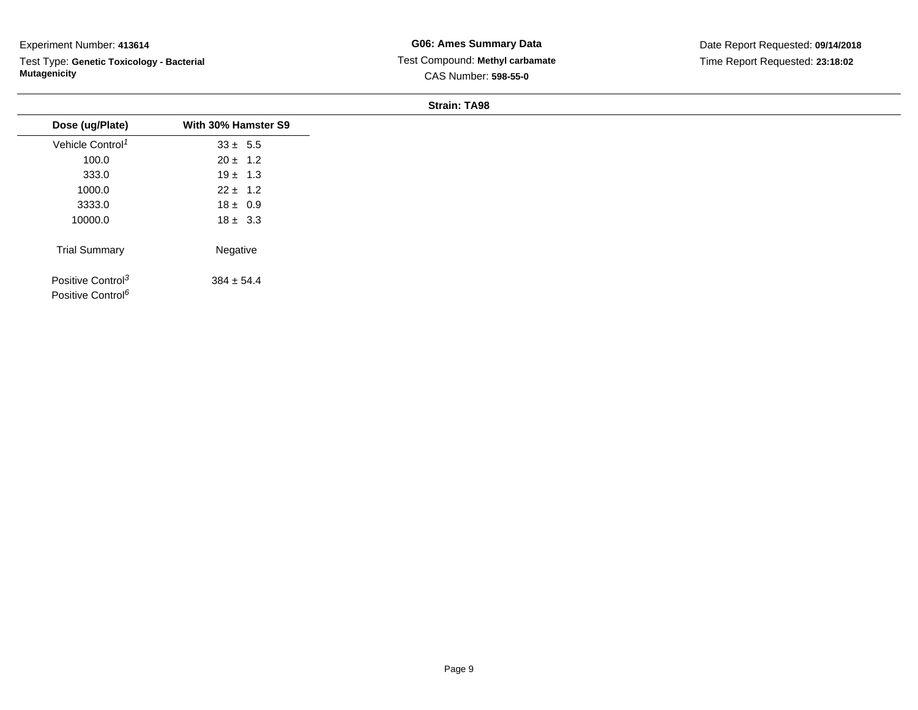Experiment Number: **413614**

Test Type: **Genetic Toxicology - Bacterial Mutagenicity**

**G06: Ames Summary Data**

Test Compound: **Methyl carbamate**

CAS Number: **598-55-0**

Date Report Requested: **09/14/2018**

Time Report Requested: **23:18:02**

**Strain: TA98**

| Dose (ug/Plate) | With 30% Hamster S9 |
|---|---|
| Vehicle Control[1] | 33 ± 5.5 |
| 100.0 | 20 ± 1.2 |
| 333.0 | 19 ± 1.3 |
| 1000.0 | 22 ± 1.2 |
| 3333.0 | 18 ± 0.9 |
| 10000.0 | 18 ± 3.3 |
| Trial Summary | Negative |
| Positive Control[3] | 384 ± 54.4 |
| Positive Control[6] | |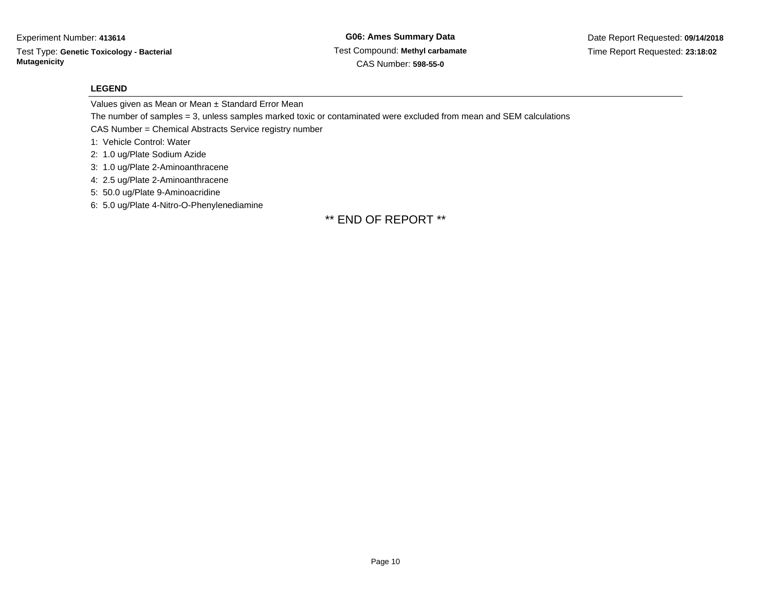Experiment Number: **413614**

Test Type: **Genetic Toxicology - Bacterial Mutagenicity**

**G06: Ames Summary Data**

Test Compound: **Methyl carbamate**

CAS Number: **598-55-0**

Date Report Requested: **09/14/2018**

Time Report Requested: **23:18:02**

**LEGEND**

Values given as Mean or Mean ± Standard Error Mean

The number of samples = 3, unless samples marked toxic or contaminated were excluded from mean and SEM calculations

CAS Number = Chemical Abstracts Service registry number

1: Vehicle Control: Water

2: 1.0 ug/Plate Sodium Azide

3: 1.0 ug/Plate 2-Aminoanthracene

4: 2.5 ug/Plate 2-Aminoanthracene

5: 50.0 ug/Plate 9-Aminoacridine

6: 5.0 ug/Plate 4-Nitro-O-Phenylenediamine

** END OF REPORT **